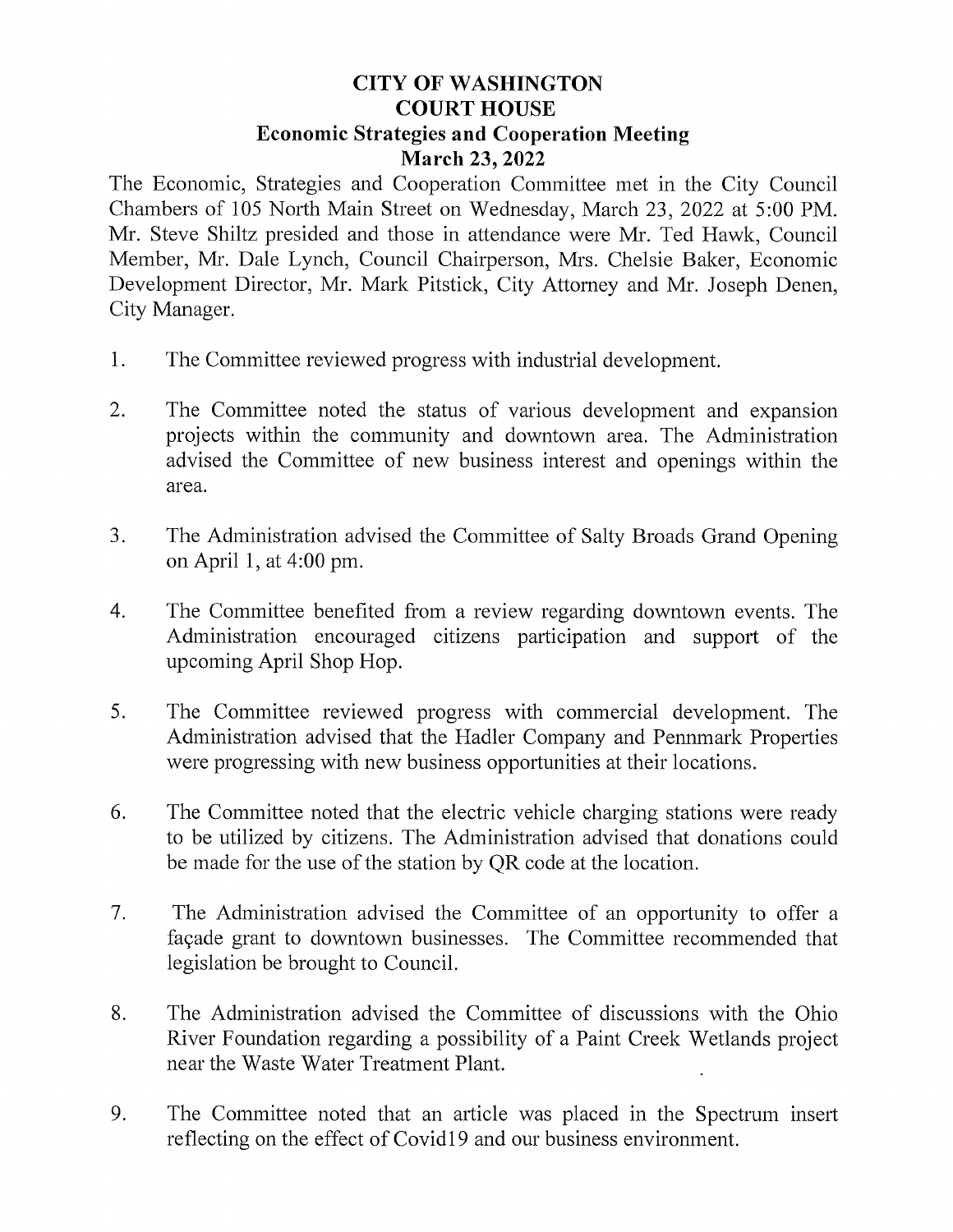# CITY OF WASHINGTON
# COURT HOUSE
## Economic Strategies and Cooperation Meeting
## March 23, 2022

The Economic, Strategies and Cooperation Committee met in the City Council Chambers of 105 North Main Street on Wednesday, March 23, 2022 at 5:00 PM. Mr. Steve Shiltz presided and those in attendance were Mr. Ted Hawk, Council Member, Mr. Dale Lynch, Council Chairperson, Mrs. Chelsie Baker, Economic Development Director, Mr. Mark Pitstick, City Attorney and Mr. Joseph Denen, City Manager.

1. The Committee reviewed progress with industrial development.

2. The Committee noted the status of various development and expansion projects within the community and downtown area. The Administration advised the Committee of new business interest and openings within the area.

3. The Administration advised the Committee of Salty Broads Grand Opening on April 1, at 4:00 pm.

4. The Committee benefited from a review regarding downtown events. The Administration encouraged citizens participation and support of the upcoming April Shop Hop.

5. The Committee reviewed progress with commercial development. The Administration advised that the Hadler Company and Pennmark Properties were progressing with new business opportunities at their locations.

6. The Committee noted that the electric vehicle charging stations were ready to be utilized by citizens. The Administration advised that donations could be made for the use of the station by QR code at the location.

7. The Administration advised the Committee of an opportunity to offer a façade grant to downtown businesses. The Committee recommended that legislation be brought to Council.

8. The Administration advised the Committee of discussions with the Ohio River Foundation regarding a possibility of a Paint Creek Wetlands project near the Waste Water Treatment Plant.

9. The Committee noted that an article was placed in the Spectrum insert reflecting on the effect of Covid19 and our business environment.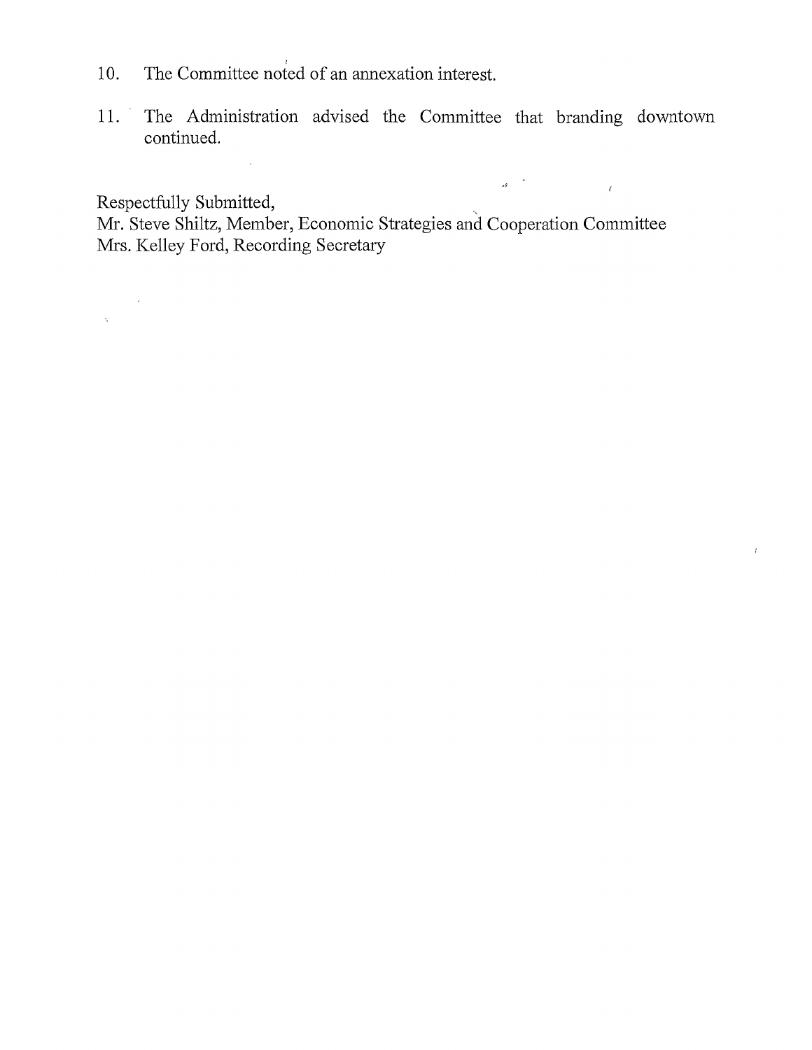10. The Committee noted of an annexation interest.

11. The Administration advised the Committee that branding downtown continued.

Respectfully Submitted,
Mr. Steve Shiltz, Member, Economic Strategies and Cooperation Committee
Mrs. Kelley Ford, Recording Secretary